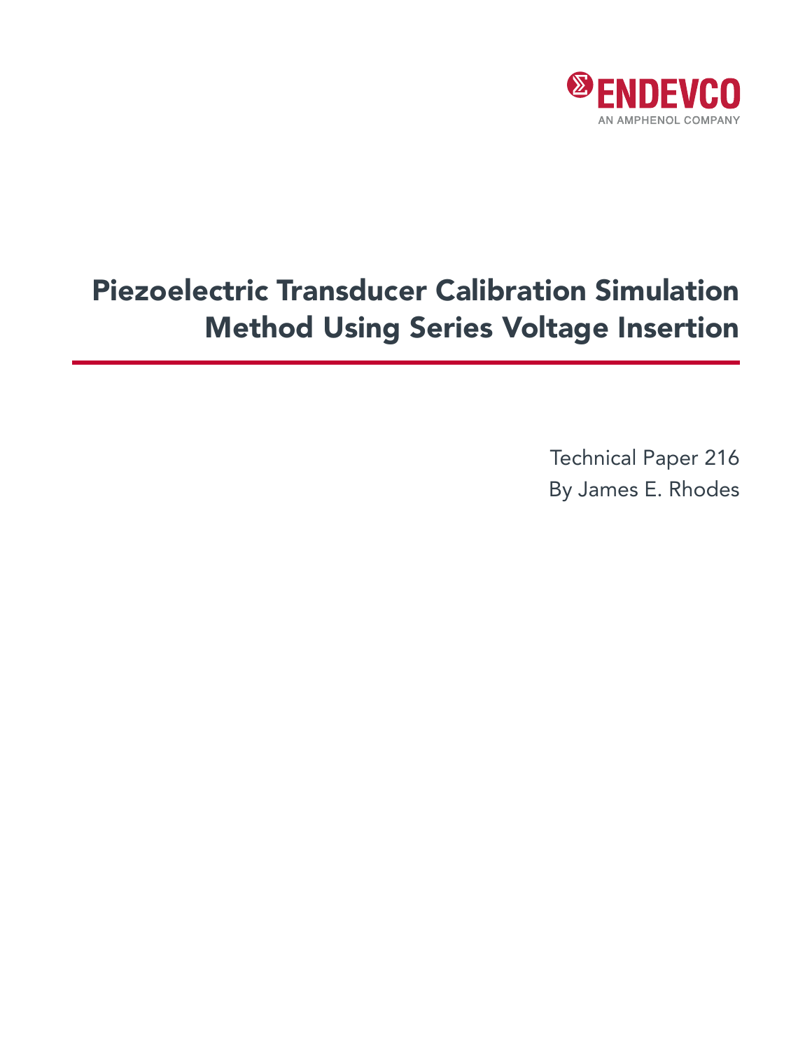ENDEVCO

AN AMPHENOL COMPANY

# Piezoelectric Transducer Calibration Simulation Method Using Series Voltage Insertion

Technical Paper 216

By James E. Rhodes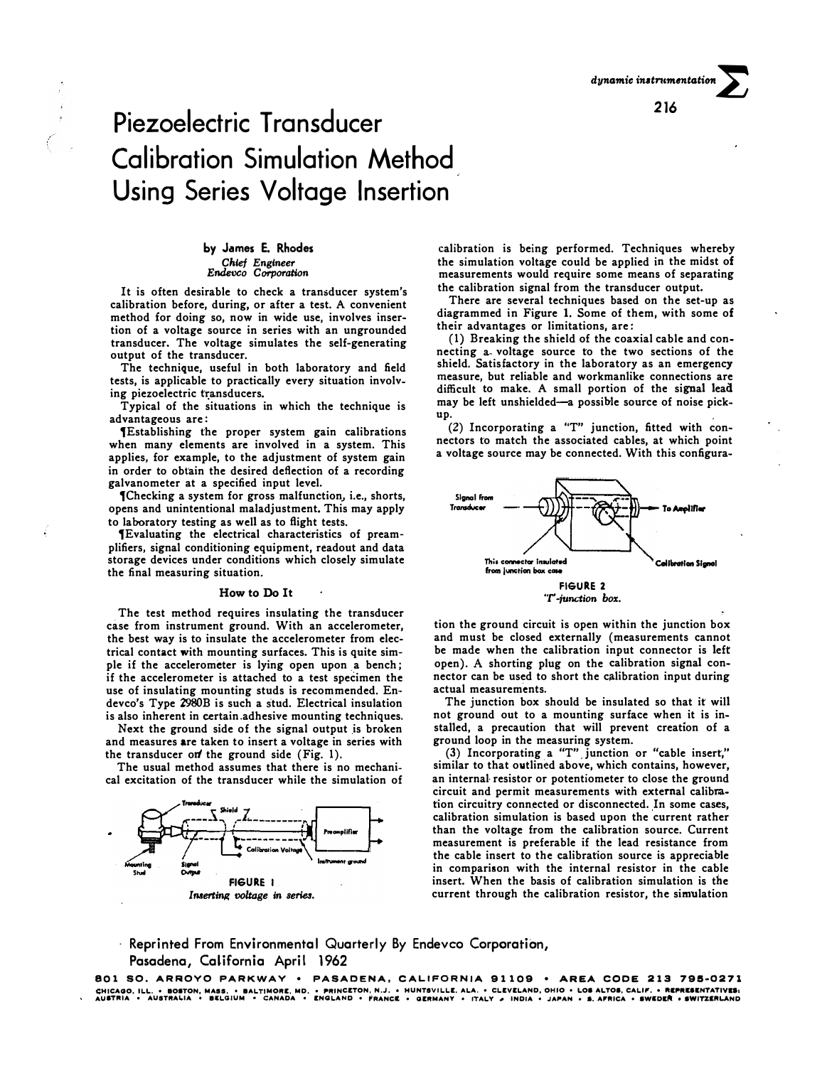# Piezoelectric Transducer Calibration Simulation Method Using Series Voltage Insertion

**by James E. Rhodes**
*Chief Engineer*
*Endevco Corporation*

It is often desirable to check a transducer system's calibration before, during, or after a test. A convenient method for doing so, now in wide use, involves insertion of a voltage source in series with an ungrounded transducer. The voltage simulates the self-generating output of the transducer.

The technique, useful in both laboratory and field tests, is applicable to practically every situation involving piezoelectric transducers.

Typical of the situations in which the technique is advantageous are:

¶Establishing the proper system gain calibrations when many elements are involved in a system. This applies, for example, to the adjustment of system gain in order to obtain the desired deflection of a recording galvanometer at a specified input level.

¶Checking a system for gross malfunction, i.e., shorts, opens and unintentional maladjustment. This may apply to laboratory testing as well as to flight tests.

¶Evaluating the electrical characteristics of preamplifiers, signal conditioning equipment, readout and data storage devices under conditions which closely simulate the final measuring situation.

## How to Do It

The test method requires insulating the transducer case from instrument ground. With an accelerometer, the best way is to insulate the accelerometer from electrical contact with mounting surfaces. This is quite simple if the accelerometer is lying open upon a bench; if the accelerometer is attached to a test specimen the use of insulating mounting studs is recommended. Endevco's Type 2980B is such a stud. Electrical insulation is also inherent in certain adhesive mounting techniques.

Next the ground side of the signal output is broken and measures are taken to insert a voltage in series with the transducer on the ground side (Fig. 1).

The usual method assumes that there is no mechanical excitation of the transducer while the simulation of calibration is being performed. Techniques whereby the simulation voltage could be applied in the midst of measurements would require some means of separating the calibration signal from the transducer output.

FIGURE 1
*Inserting voltage in series.*

There are several techniques based on the set-up as diagrammed in Figure 1. Some of them, with some of their advantages or limitations, are:

(1) Breaking the shield of the coaxial cable and connecting a voltage source to the two sections of the shield. Satisfactory in the laboratory as an emergency measure, but reliable and workmanlike connections are difficult to make. A small portion of the signal lead may be left unshielded—a possible source of noise pickup.

(2) Incorporating a "T" junction, fitted with connectors to match the associated cables, at which point a voltage source may be connected. With this configuration the ground circuit is open within the junction box and must be closed externally (measurements cannot be made when the calibration input connector is left open). A shorting plug on the calibration signal connector can be used to short the calibration input during actual measurements.

FIGURE 2
*"T"-junction box.*

The junction box should be insulated so that it will not ground out to a mounting surface when it is installed, a precaution that will prevent creation of a ground loop in the measuring system.

(3) Incorporating a "T" junction or "cable insert," similar to that outlined above, which contains, however, an internal resistor or potentiometer to close the ground circuit and permit measurements with external calibration circuitry connected or disconnected. In some cases, calibration simulation is based upon the current rather than the voltage from the calibration source. Current measurement is preferable if the lead resistance from the cable insert to the calibration source is appreciable in comparison with the internal resistor in the cable insert. When the basis of calibration simulation is the current through the calibration resistor, the simulation

Reprinted From Environmental Quarterly By Endevco Corporation, Pasadena, California April 1962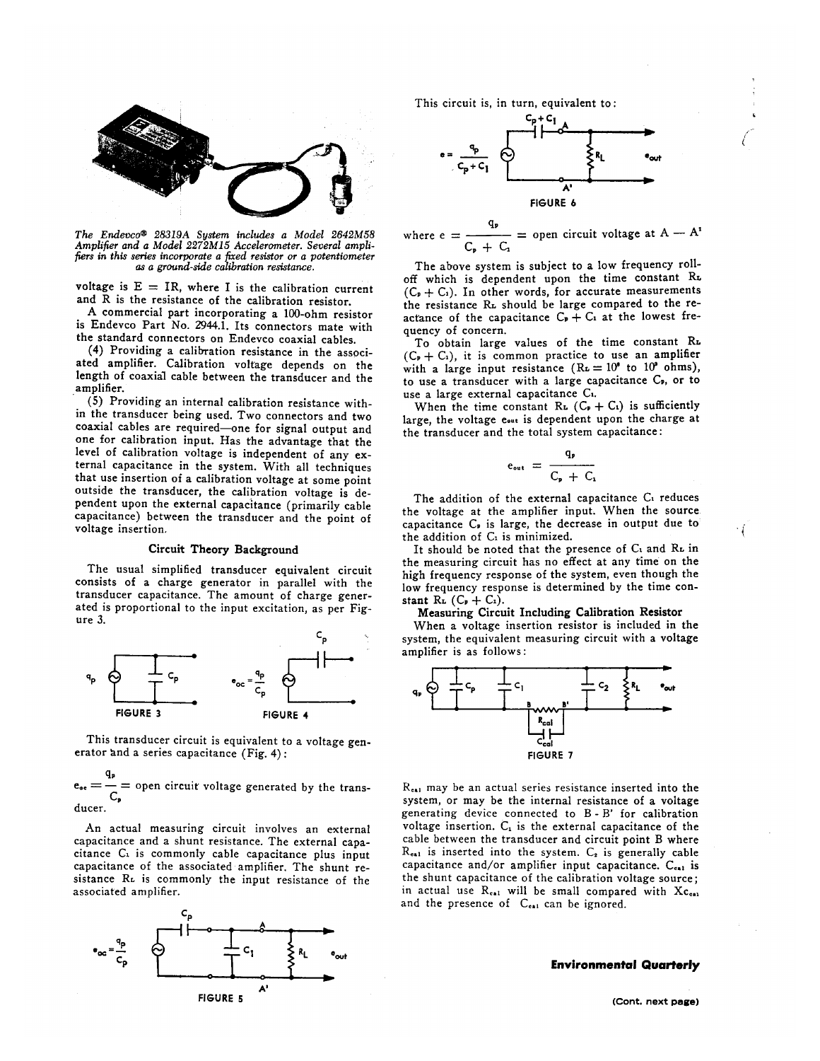*The Endevco® 28319A System includes a Model 2642M58 Amplifier and a Model 2272M15 Accelerometer. Several amplifiers in this series incorporate a fixed resistor or a potentiometer as a ground-side calibration resistance.*

voltage is $E = IR$, where I is the calibration current and R is the resistance of the calibration resistor.

A commercial part incorporating a 100-ohm resistor is Endevco Part No. 2944.1. Its connectors mate with the standard connectors on Endevco coaxial cables.

(4) Providing a calibration resistance in the associated amplifier. Calibration voltage depends on the length of coaxial cable between the transducer and the amplifier.

(5) Providing an internal calibration resistance within the transducer being used. Two connectors and two coaxial cables are required—one for signal output and one for calibration input. Has the advantage that the level of calibration voltage is independent of any external capacitance in the system. With all techniques that use insertion of a calibration voltage at some point outside the transducer, the calibration voltage is dependent upon the external capacitance (primarily cable capacitance) between the transducer and the point of voltage insertion.

### Circuit Theory Background

The usual simplified transducer equivalent circuit consists of a charge generator in parallel with the transducer capacitance. The amount of charge generated is proportional to the input excitation, as per Figure 3.

FIGURE 3

FIGURE 4

This transducer circuit is equivalent to a voltage generator and a series capacitance (Fig. 4):

$e_{oc} = \frac{q_p}{C_p}$ = open circuit voltage generated by the transducer.

An actual measuring circuit involves an external capacitance and a shunt resistance. The external capacitance $C_1$ is commonly cable capacitance plus input capacitance of the associated amplifier. The shunt resistance $R_L$ is commonly the input resistance of the associated amplifier.

FIGURE 5

This circuit is, in turn, equivalent to:

FIGURE 6

where $e = \frac{q_p}{C_p + C_1}$ = open circuit voltage at A — A'

The above system is subject to a low frequency roll-off which is dependent upon the time constant $R_L (C_p + C_1)$. In other words, for accurate measurements the resistance $R_L$ should be large compared to the reactance of the capacitance $C_p + C_1$ at the lowest frequency of concern.

To obtain large values of the time constant $R_L (C_p + C_1)$, it is common practice to use an amplifier with a large input resistance ($R_L = 10^8$ to $10^9$ ohms), to use a transducer with a large capacitance $C_p$, or to use a large external capacitance $C_1$.

When the time constant $R_L (C_p + C_1)$ is sufficiently large, the voltage $e_{out}$ is dependent upon the charge at the transducer and the total system capacitance:

$$e_{out} = \frac{q_p}{C_p + C_1}$$

The addition of the external capacitance $C_1$ reduces the voltage at the amplifier input. When the source capacitance $C_p$ is large, the decrease in output due to the addition of $C_1$ is minimized.

It should be noted that the presence of $C_1$ and $R_L$ in the measuring circuit has no effect at any time on the high frequency response of the system, even though the low frequency response is determined by the time constant $R_L (C_p + C_1)$.

### Measuring Circuit Including Calibration Resistor

When a voltage insertion resistor is included in the system, the equivalent measuring circuit with a voltage amplifier is as follows:

FIGURE 7

$R_{cal}$ may be an actual series resistance inserted into the system, or may be the internal resistance of a voltage generating device connected to B - B' for calibration voltage insertion. $C_1$ is the external capacitance of the cable between the transducer and circuit point B where $R_{cal}$ is inserted into the system. $C_2$ is generally cable capacitance and/or amplifier input capacitance. $C_{cal}$ is the shunt capacitance of the calibration voltage source; in actual use $R_{cal}$ will be small compared with $X_{C_{cal}}$ and the presence of $C_{cal}$ can be ignored.

(Cont. next page)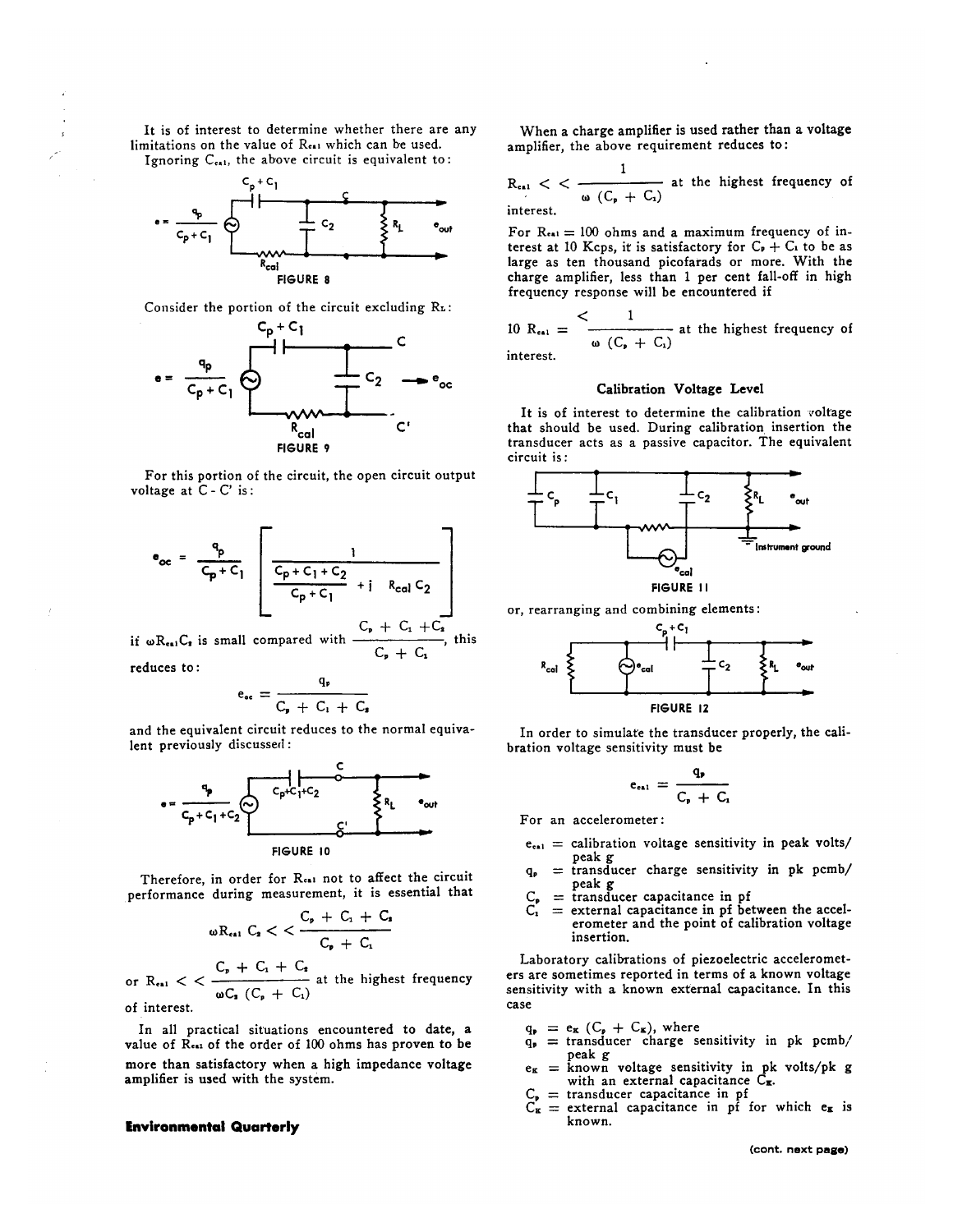It is of interest to determine whether there are any limitations on the value of $R_{cal}$ which can be used.

Ignoring $C_{cal}$, the above circuit is equivalent to:

FIGURE 8

Consider the portion of the circuit excluding $R_L$:

FIGURE 9

For this portion of the circuit, the open circuit output voltage at C - C' is:

$$e_{oc} = \frac{q_p}{C_p + C_1}\left[\frac{1}{\dfrac{C_p + C_1 + C_2}{C_p + C_1} + j\ R_{cal}\, C_2}\right]$$

if $\omega R_{cal} C_2$ is small compared with $\dfrac{C_p + C_1 + C_2}{C_p + C_1}$, this reduces to:

$$e_{oc} = \frac{q_p}{C_p + C_1 + C_2}$$

and the equivalent circuit reduces to the normal equivalent previously discussed:

FIGURE 10

Therefore, in order for $R_{cal}$ not to affect the circuit performance during measurement, it is essential that

$$\omega R_{cal}\, C_2 << \frac{C_p + C_1 + C_2}{C_p + C_1}$$

or $R_{cal} << \dfrac{C_p + C_1 + C_2}{\omega C_2\,(C_p + C_1)}$ at the highest frequency of interest.

In all practical situations encountered to date, a value of $R_{cal}$ of the order of 100 ohms has proven to be more than satisfactory when a high impedance voltage amplifier is used with the system.

When a charge amplifier is used rather than a voltage amplifier, the above requirement reduces to:

$R_{cal} << \dfrac{1}{\omega\,(C_p + C_1)}$ at the highest frequency of interest.

For $R_{cal} = 100$ ohms and a maximum frequency of interest at 10 Kcps, it is satisfactory for $C_p + C_1$ to be as large as ten thousand picofarads or more. With the charge amplifier, less than 1 per cent fall-off in high frequency response will be encountered if

$10\ R_{cal} \leq \dfrac{1}{\omega\,(C_p + C_1)}$ at the highest frequency of interest.

### Calibration Voltage Level

It is of interest to determine the calibration voltage that should be used. During calibration insertion the transducer acts as a passive capacitor. The equivalent circuit is:

FIGURE 11

or, rearranging and combining elements:

FIGURE 12

In order to simulate the transducer properly, the calibration voltage sensitivity must be

$$e_{cal} = \frac{q_p}{C_p + C_1}$$

For an accelerometer:

- $e_{cal}$ = calibration voltage sensitivity in peak volts/peak g
- $q_p$ = transducer charge sensitivity in pk pcmb/peak g
- $C_p$ = transducer capacitance in pf
- $C_1$ = external capacitance in pf between the accelerometer and the point of calibration voltage insertion.

Laboratory calibrations of piezoelectric accelerometers are sometimes reported in terms of a known voltage sensitivity with a known external capacitance. In this case

- $q_p = e_K\,(C_p + C_K)$, where
- $q_p$ = transducer charge sensitivity in pk pcmb/peak g
- $e_K$ = known voltage sensitivity in pk volts/pk g with an external capacitance $C_K$.
- $C_p$ = transducer capacitance in pf
- $C_K$ = external capacitance in pf for which $e_K$ is known.

(cont. next page)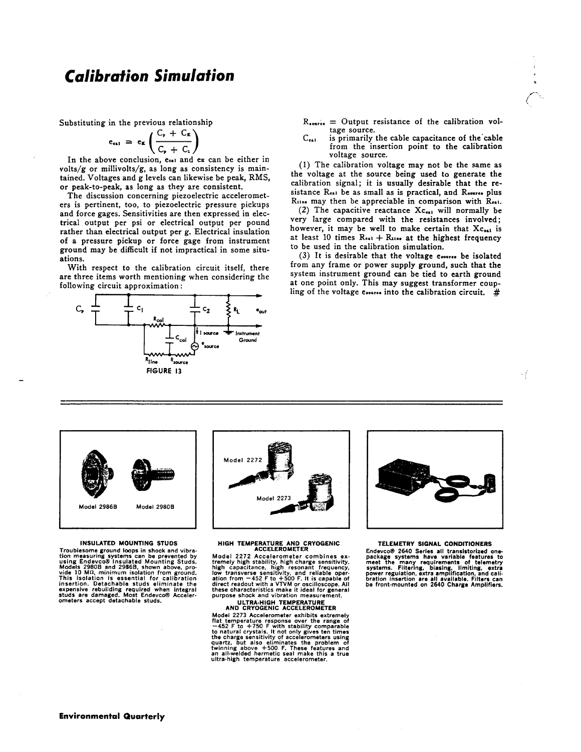# Calibration Simulation

Substituting in the previous relationship

$$e_{cal} = e_x \left( \frac{C_p + C_x}{C_p + C_1} \right)$$

In the above conclusion, $e_{cal}$ and $e_x$ can be either in volts/g or millivolts/g, as long as consistency is maintained. Voltages and g levels can likewise be peak, RMS, or peak-to-peak, as long as they are consistent.

The discussion concerning piezoelectric accelerometers is pertinent, too, to piezoelectric pressure pickups and force gages. Sensitivities are then expressed in electrical output per psi or electrical output per pound rather than electrical output per g. Electrical insulation of a pressure pickup or force gage from instrument ground may be difficult if not impractical in some situations.

With respect to the calibration circuit itself, there are three items worth mentioning when considering the following circuit approximation:

FIGURE 13

$R_{source}$ = Output resistance of the calibration voltage source.

$C_{cal}$ is primarily the cable capacitance of the cable from the insertion point to the calibration voltage source.

(1) The calibration voltage may not be the same as the voltage at the source being used to generate the calibration signal; it is usually desirable that the resistance $R_{cal}$ be as small as is practical, and $R_{source}$ plus $R_{line}$ may then be appreciable in comparison with $R_{cal}$.

(2) The capacitive reactance $Xc_{cal}$ will normally be very large compared with the resistances involved; however, it may be well to make certain that $Xc_{cal}$ is at least 10 times $R_{cal} + R_{line}$ at the highest frequency to be used in the calibration simulation.

(3) It is desirable that the voltage $e_{source}$ be isolated from any frame or power supply ground, such that the system instrument ground can be tied to earth ground at one point only. This may suggest transformer coupling of the voltage $e_{source}$ into the calibration circuit. #

---

Model 2986B Model 2980B

**INSULATED MOUNTING STUDS**

**Troublesome ground loops in shock and vibration measuring systems can be prevented by using Endevco® Insulated Mounting Studs. Models 2980B and 2986B, shown above, provide 10 MΩ, minimum isolation from ground. This isolation is essential for calibration insertion. Detachable studs eliminate the expensive rebuilding required when integral studs are damaged. Most Endevco® Accelerometers accept detachable studs.**

Model 2272

Model 2273

**HIGH TEMPERATURE AND CRYOGENIC ACCELEROMETER**

**Model 2272 Accelerometer combines extremely high stability, high charge sensitivity, high capacitance, high resonant frequency, low transverse sensitivity, and reliable operation from −452 F to +500 F. It is capable of direct readout with a VTVM or oscilloscope. All these characteristics make it ideal for general purpose shock and vibration measurement.**

**ULTRA-HIGH TEMPERATURE AND CRYOGENIC ACCELEROMETER**

**Model 2273 Accelerometer exhibits extremely flat temperature response over the range of −452 F to +750 F with stability comparable to natural crystals. It not only gives ten times the charge sensitivity of accelerometers using quartz, but also eliminates the problem of twinning above +500 F. These features and an all-welded hermetic seal make this a true ultra-high temperature accelerometer.**

**TELEMETRY SIGNAL CONDITIONERS**

**Endevco® 2640 Series all transistorized one-package systems have variable features to meet the many requirements of telemetry systems. Filtering, biasing, limiting, extra power regulation, extra amplification, and calibration insertion are all available. Filters can be front-mounted on 2640 Charge Amplifiers.**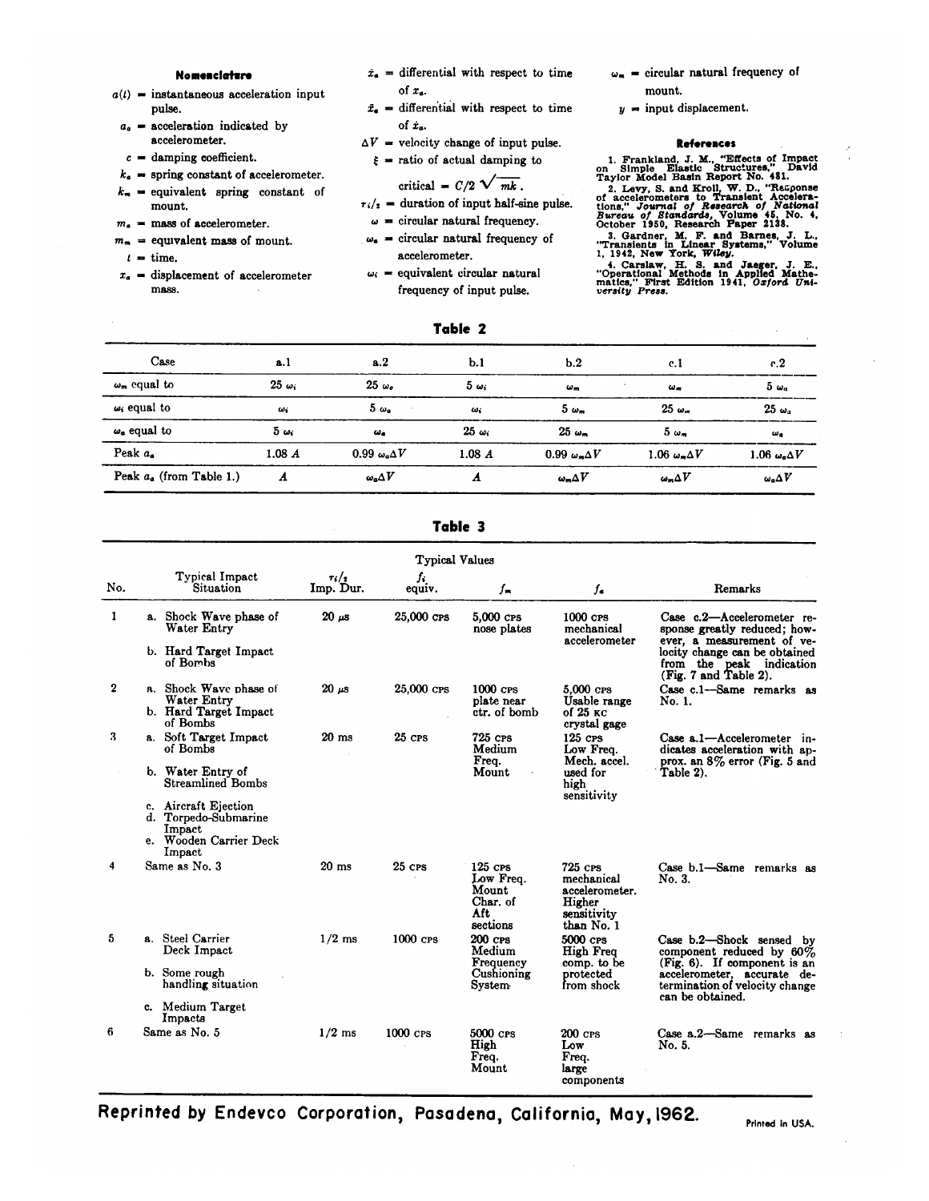## Nomenclature

$a(t)$ = instantaneous acceleration input pulse.

$a_a$ = acceleration indicated by accelerometer.

$c$ = damping coefficient.

$k_a$ = spring constant of accelerometer.

$k_m$ = equivalent spring constant of mount.

$m_a$ = mass of accelerometer.

$m_m$ = equivalent mass of mount.

$t$ = time.

$x_a$ = displacement of accelerometer mass.

$\dot{x}_a$ = differential with respect to time of $x_a$.

$\ddot{x}_a$ = differential with respect to time of $\dot{x}_a$.

$\Delta V$ = velocity change of input pulse.

$\xi$ = ratio of actual damping to critical = $C/2\sqrt{mk}$.

$\tau_i/_2$ = duration of input half-sine pulse.

$\omega$ = circular natural frequency.

$\omega_a$ = circular natural frequency of accelerometer.

$\omega_i$ = equivalent circular natural frequency of input pulse.

$\omega_m$ = circular natural frequency of mount.

$y$ = input displacement.

## References

1. Frankland, J. M., "Effects of Impact on Simple Elastic Structures," David Taylor Model Basin Report No. 481.
2. Levy, S. and Kroll, W. D., "Response of accelerometers to Transient Accelerations," *Journal of Research of National Bureau of Standards*, Volume 45, No. 4, October 1950, Research Paper 2138.
3. Gardner, M. F. and Barnes, J. L., "Transients in Linear Systems," Volume 1, 1942, New York, *Wiley*.
4. Carslaw, H. S. and Jaeger, J. E., "Operational Methods in Applied Mathematics," First Edition 1941, *Oxford University Press*.

**Table 2**

| Case | a.1 | a.2 | b.1 | b.2 | c.1 | c.2 |
|---|---|---|---|---|---|---|
| $\omega_m$ equal to | $25\ \omega_i$ | $25\ \omega_a$ | $5\ \omega_i$ | $\omega_m$ | $\omega_m$ | $5\ \omega_a$ |
| $\omega_i$ equal to | $\omega_i$ | $5\ \omega_a$ | $\omega_i$ | $5\ \omega_m$ | $25\ \omega_m$ | $25\ \omega_a$ |
| $\omega_a$ equal to | $5\ \omega_i$ | $\omega_a$ | $25\ \omega_i$ | $25\ \omega_m$ | $5\ \omega_m$ | $\omega_a$ |
| Peak $a_a$ | $1.08\ A$ | $0.99\ \omega_a\Delta V$ | $1.08\ A$ | $0.99\ \omega_m\Delta V$ | $1.06\ \omega_m\Delta V$ | $1.06\ \omega_a\Delta V$ |
| Peak $a_a$ (from Table 1.) | $A$ | $\omega_a\Delta V$ | $A$ | $\omega_m\Delta V$ | $\omega_m\Delta V$ | $\omega_a\Delta V$ |

**Table 3**

| No. | Typical Impact Situation | $\tau_i/_2$ Imp. Dur. | $f_i$ equiv. | $f_m$ | $f_a$ | Remarks |
|---|---|---|---|---|---|---|
| | | Typical Values | | | | |
| 1 | a. Shock Wave phase of Water Entry<br>b. Hard Target Impact of Bombs | 20 μs | 25,000 cps | 5,000 cps nose plates | 1000 cps mechanical accelerometer | Case c.2—Accelerometer response greatly reduced; however, a measurement of velocity change can be obtained from the peak indication (Fig. 7 and Table 2). |
| 2 | a. Shock Wave phase of Water Entry<br>b. Hard Target Impact of Bombs | 20 μs | 25,000 cps | 1000 cps plate near ctr. of bomb | 5,000 cps Usable range of 25 kc crystal gage | Case c.1—Same remarks as No. 1. |
| 3 | a. Soft Target Impact of Bombs<br>b. Water Entry of Streamlined Bombs<br>c. Aircraft Ejection<br>d. Torpedo-Submarine Impact<br>e. Wooden Carrier Deck Impact | 20 ms | 25 cps | 725 cps Medium Freq. Mount | 125 cps Low Freq. Mech. accel. used for high sensitivity | Case a.1—Accelerometer indicates acceleration with approx. an 8% error (Fig. 5 and Table 2). |
| 4 | Same as No. 3 | 20 ms | 25 cps | 125 cps Low Freq. Mount Char. of Aft sections | 725 cps mechanical accelerometer. Higher sensitivity than No. 1 | Case b.1—Same remarks as No. 3. |
| 5 | a. Steel Carrier Deck Impact<br>b. Some rough handling situation<br>c. Medium Target Impacts | 1/2 ms | 1000 cps | 200 cps Medium Frequency Cushioning System | 5000 cps High Freq comp. to be protected from shock | Case b.2—Shock sensed by component reduced by 60% (Fig. 6). If component is an accelerometer, accurate determination of velocity change can be obtained. |
| 6 | Same as No. 5 | 1/2 ms | 1000 cps | 5000 cps High Freq. Mount | 200 cps Low Freq. large components | Case a.2—Same remarks as No. 5. |

**Reprinted by Endevco Corporation, Pasadena, California, May, 1962.**

Printed in USA.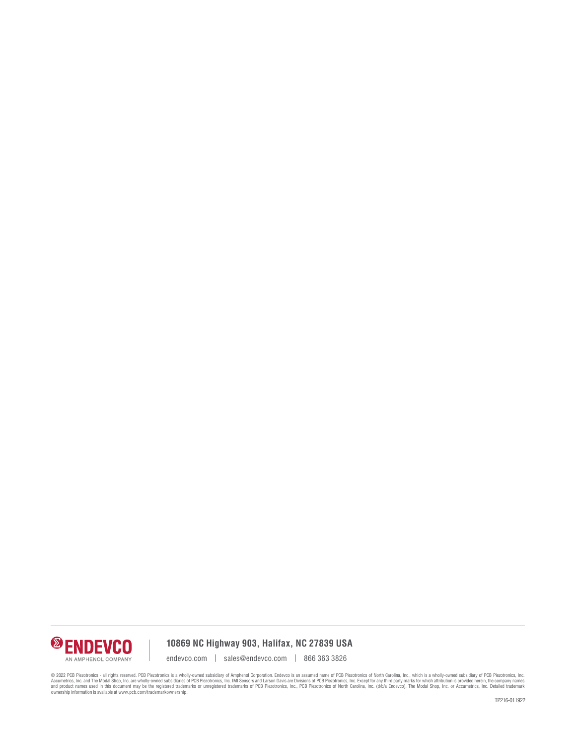ENDEVCO

AN AMPHENOL COMPANY

**10869 NC Highway 903, Halifax, NC 27839 USA**

endevco.com | sales@endevco.com | 866 363 3826

© 2022 PCB Piezotronics - all rights reserved. PCB Piezotronics is a wholly-owned subsidiary of Amphenol Corporation. Endevco is an assumed name of PCB Piezotronics of North Carolina, Inc., which is a wholly-owned subsidiary of PCB Piezotronics, Inc. Accumetrics, Inc. and The Modal Shop, Inc. are wholly-owned subsidiaries of PCB Piezotronics, Inc. IMI Sensors and Larson Davis are Divisions of PCB Piezotronics, Inc. Except for any third party marks for which attribution is provided herein, the company names and product names used in this document may be the registered trademarks or unregistered trademarks of PCB Piezotronics, Inc., PCB Piezotronics of North Carolina, Inc. (d/b/a Endevco), The Modal Shop, Inc. or Accumetrics, Inc. Detailed trademark ownership information is available at www.pcb.com/trademarkownership.

TP216-011922